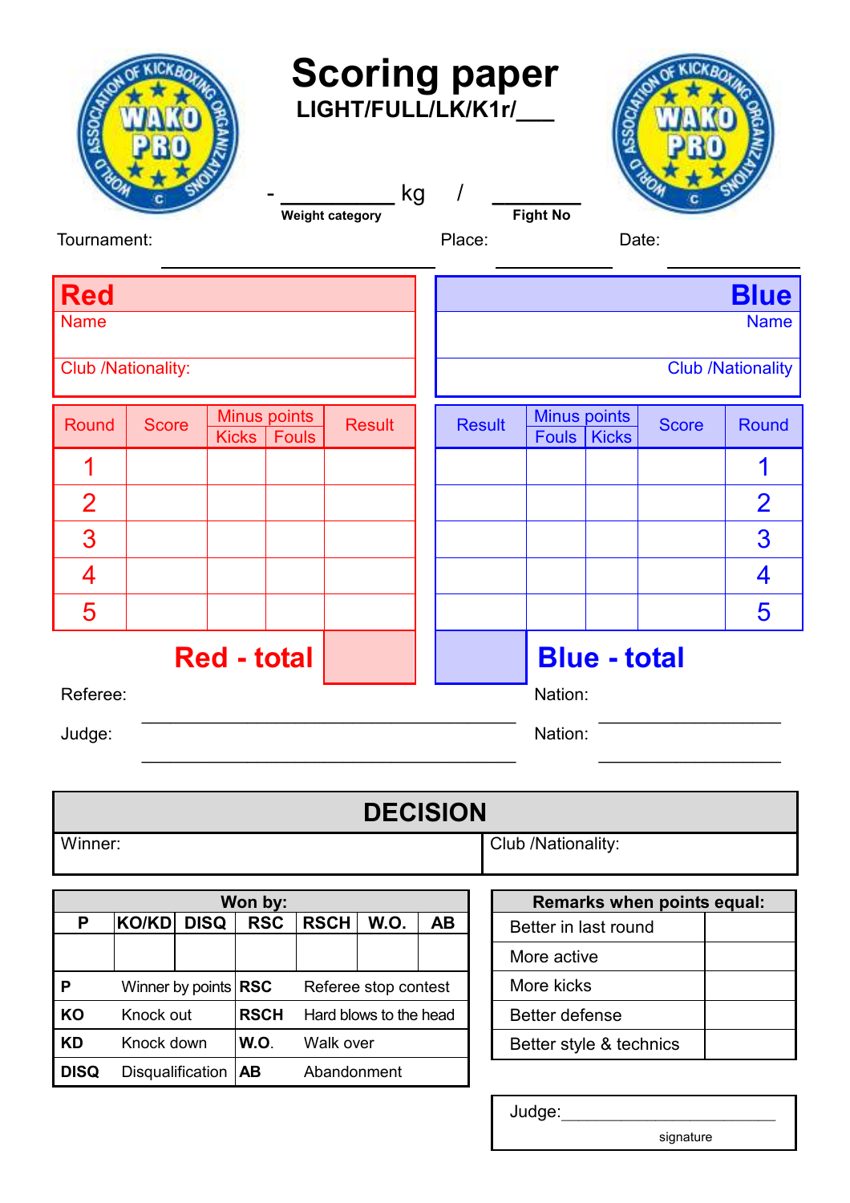# Scoring paper

**LIGHT/FULL/LK/K1r/___**

- __________ kg / ________

Weight category — Fight No

Tournament: ______________________ Place: __________ Date: __________

| **Red** | | **Blue** |
|---|---|---|
| Name | | Name |
| Club /Nationality: | | Club /Nationality |

| Round | Score | Minus points | | Result | Result | Minus points | | Score | Round |
|---|---|---|---|---|---|---|---|---|---|
| | | Kicks | Fouls | | | Fouls | Kicks | | |
| 1 | | | | | | | | | 1 |
| 2 | | | | | | | | | 2 |
| 3 | | | | | | | | | 3 |
| 4 | | | | | | | | | 4 |
| 5 | | | | | | | | | 5 |
| | | | **Red - total** | | | **Blue - total** | | | |

Referee: ______________________ Nation: __________

Judge: ______________________ Nation: __________

## DECISION

| Winner: | Club /Nationality: |
|---|---|
| | |

| Won by: | | | | | | |
|---|---|---|---|---|---|---|
| P | KO/KD | DISQ | RSC | RSCH | W.O. | AB |
| | | | | | | |

| | | | |
|---|---|---|---|
| **P** | Winner by points | **RSC** | Referee stop contest |
| **KO** | Knock out | **RSCH** | Hard blows to the head |
| **KD** | Knock down | **W.O.** | Walk over |
| **DISQ** | Disqualification | **AB** | Abandonment |

| Remarks when points equal: | |
|---|---|
| Better in last round | |
| More active | |
| More kicks | |
| Better defense | |
| Better style & technics | |

Judge: ______________________

signature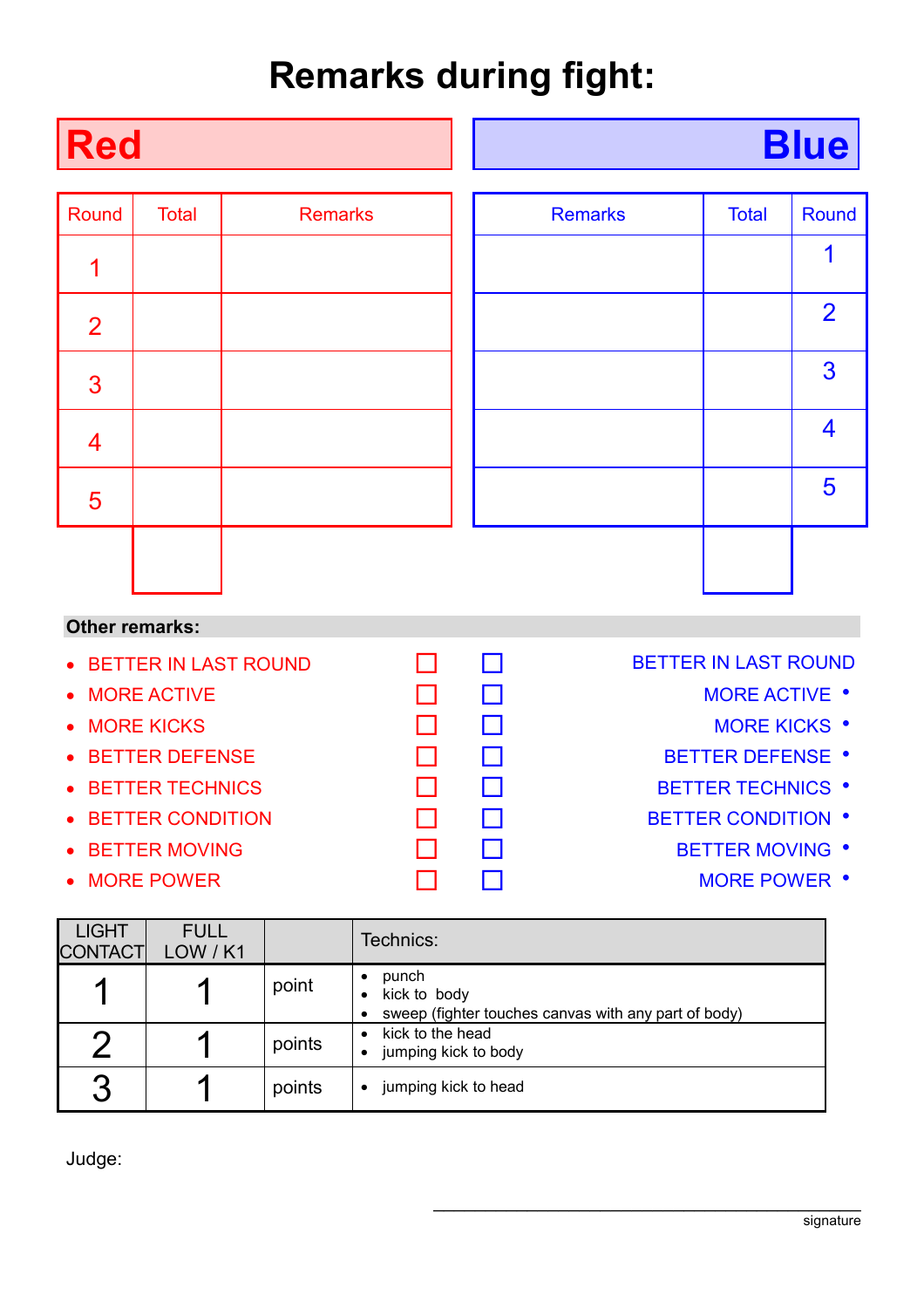# Remarks during fight:

## Red

| Round | Total | Remarks |
|---|---|---|
| 1 | | |
| 2 | | |
| 3 | | |
| 4 | | |
| 5 | | |
| | | |

## Blue

| Remarks | Total | Round |
|---|---|---|
| | | 1 |
| | | 2 |
| | | 3 |
| | | 4 |
| | | 5 |
| | | |

**Other remarks:**

| Red | | | Blue |
|---|---|---|---|
| • BETTER IN LAST ROUND | ☐ | ☐ | BETTER IN LAST ROUND |
| • MORE ACTIVE | ☐ | ☐ | MORE ACTIVE • |
| • MORE KICKS | ☐ | ☐ | MORE KICKS • |
| • BETTER DEFENSE | ☐ | ☐ | BETTER DEFENSE • |
| • BETTER TECHNICS | ☐ | ☐ | BETTER TECHNICS • |
| • BETTER CONDITION | ☐ | ☐ | BETTER CONDITION • |
| • BETTER MOVING | ☐ | ☐ | BETTER MOVING • |
| • MORE POWER | ☐ | ☐ | MORE POWER • |

| LIGHT CONTACT | FULL LOW / K1 | | Technics: |
|---|---|---|---|
| 1 | 1 | point | • punch<br>• kick to body<br>• sweep (fighter touches canvas with any part of body) |
| 2 | 1 | points | • kick to the head<br>• jumping kick to body |
| 3 | 1 | points | • jumping kick to head |

Judge:

signature